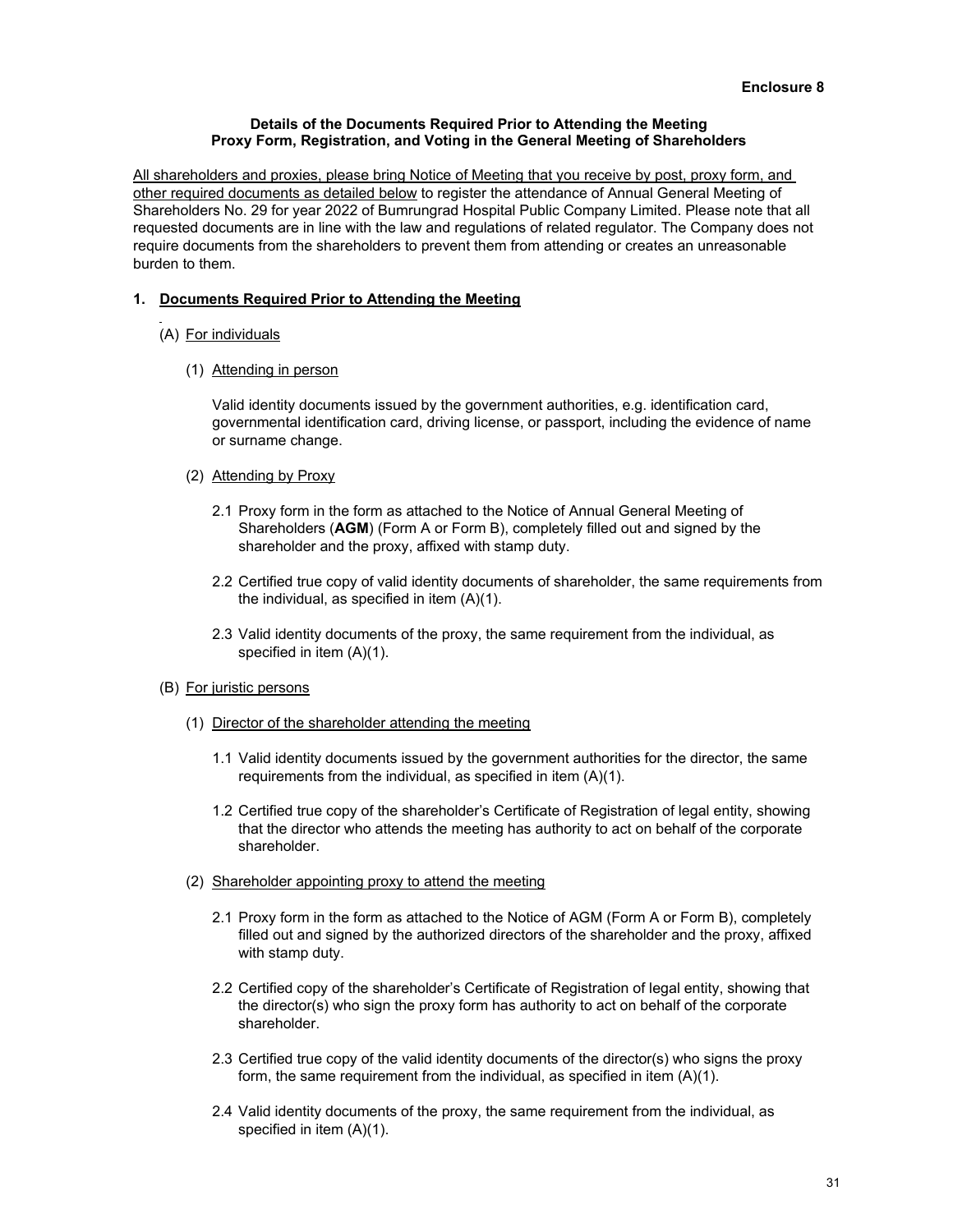**Enclosure 8**

**Details of the Documents Required Prior to Attending the Meeting**
**Proxy Form, Registration, and Voting in the General Meeting of Shareholders**

<u>All shareholders and proxies, please bring Notice of Meeting that you receive by post, proxy form, and other required documents as detailed below</u> to register the attendance of Annual General Meeting of Shareholders No. 29 for year 2022 of Bumrungrad Hospital Public Company Limited. Please note that all requested documents are in line with the law and regulations of related regulator. The Company does not require documents from the shareholders to prevent them from attending or creates an unreasonable burden to them.

**1. <u>Documents Required Prior to Attending the Meeting</u>**

(A) <u>For individuals</u>

(1) <u>Attending in person</u>

Valid identity documents issued by the government authorities, e.g. identification card, governmental identification card, driving license, or passport, including the evidence of name or surname change.

(2) <u>Attending by Proxy</u>

2.1 Proxy form in the form as attached to the Notice of Annual General Meeting of Shareholders (**AGM**) (Form A or Form B), completely filled out and signed by the shareholder and the proxy, affixed with stamp duty.

2.2 Certified true copy of valid identity documents of shareholder, the same requirements from the individual, as specified in item (A)(1).

2.3 Valid identity documents of the proxy, the same requirement from the individual, as specified in item (A)(1).

(B) <u>For juristic persons</u>

(1) <u>Director of the shareholder attending the meeting</u>

1.1 Valid identity documents issued by the government authorities for the director, the same requirements from the individual, as specified in item (A)(1).

1.2 Certified true copy of the shareholder's Certificate of Registration of legal entity, showing that the director who attends the meeting has authority to act on behalf of the corporate shareholder.

(2) <u>Shareholder appointing proxy to attend the meeting</u>

2.1 Proxy form in the form as attached to the Notice of AGM (Form A or Form B), completely filled out and signed by the authorized directors of the shareholder and the proxy, affixed with stamp duty.

2.2 Certified copy of the shareholder's Certificate of Registration of legal entity, showing that the director(s) who sign the proxy form has authority to act on behalf of the corporate shareholder.

2.3 Certified true copy of the valid identity documents of the director(s) who signs the proxy form, the same requirement from the individual, as specified in item (A)(1).

2.4 Valid identity documents of the proxy, the same requirement from the individual, as specified in item (A)(1).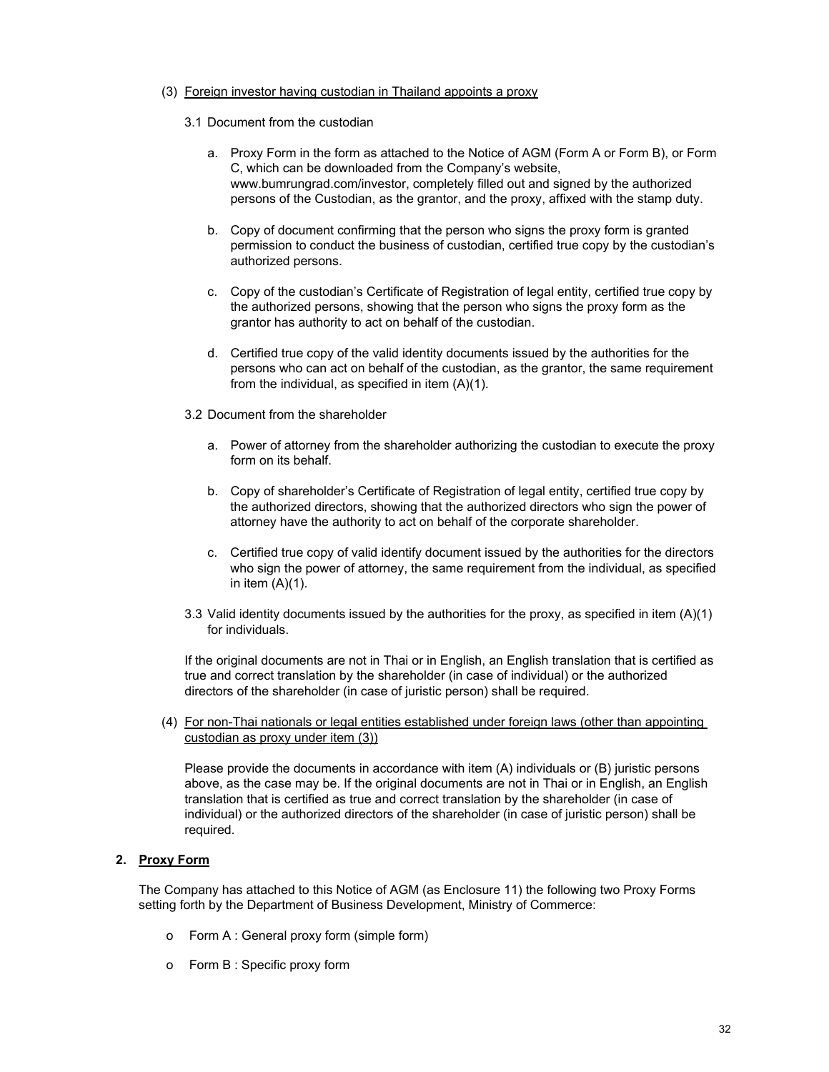(3) Foreign investor having custodian in Thailand appoints a proxy

3.1 Document from the custodian

a. Proxy Form in the form as attached to the Notice of AGM (Form A or Form B), or Form C, which can be downloaded from the Company's website, www.bumrungrad.com/investor, completely filled out and signed by the authorized persons of the Custodian, as the grantor, and the proxy, affixed with the stamp duty.

b. Copy of document confirming that the person who signs the proxy form is granted permission to conduct the business of custodian, certified true copy by the custodian's authorized persons.

c. Copy of the custodian's Certificate of Registration of legal entity, certified true copy by the authorized persons, showing that the person who signs the proxy form as the grantor has authority to act on behalf of the custodian.

d. Certified true copy of the valid identity documents issued by the authorities for the persons who can act on behalf of the custodian, as the grantor, the same requirement from the individual, as specified in item (A)(1).

3.2 Document from the shareholder

a. Power of attorney from the shareholder authorizing the custodian to execute the proxy form on its behalf.

b. Copy of shareholder's Certificate of Registration of legal entity, certified true copy by the authorized directors, showing that the authorized directors who sign the power of attorney have the authority to act on behalf of the corporate shareholder.

c. Certified true copy of valid identify document issued by the authorities for the directors who sign the power of attorney, the same requirement from the individual, as specified in item (A)(1).

3.3 Valid identity documents issued by the authorities for the proxy, as specified in item (A)(1) for individuals.

If the original documents are not in Thai or in English, an English translation that is certified as true and correct translation by the shareholder (in case of individual) or the authorized directors of the shareholder (in case of juristic person) shall be required.

(4) For non-Thai nationals or legal entities established under foreign laws (other than appointing custodian as proxy under item (3))

Please provide the documents in accordance with item (A) individuals or (B) juristic persons above, as the case may be. If the original documents are not in Thai or in English, an English translation that is certified as true and correct translation by the shareholder (in case of individual) or the authorized directors of the shareholder (in case of juristic person) shall be required.

**2. Proxy Form**

The Company has attached to this Notice of AGM (as Enclosure 11) the following two Proxy Forms setting forth by the Department of Business Development, Ministry of Commerce:

- Form A : General proxy form (simple form)
- Form B : Specific proxy form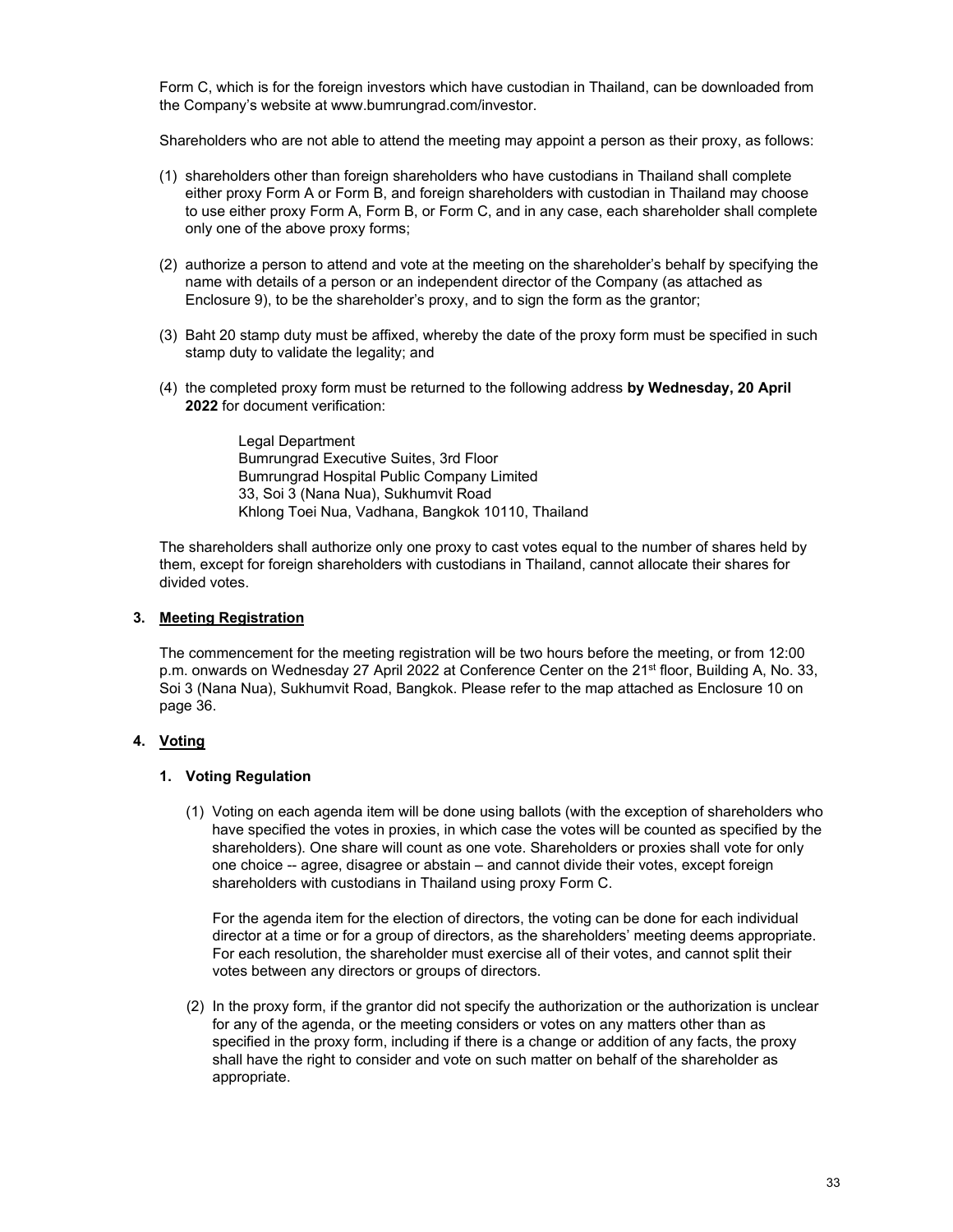Form C, which is for the foreign investors which have custodian in Thailand, can be downloaded from the Company's website at www.bumrungrad.com/investor.

Shareholders who are not able to attend the meeting may appoint a person as their proxy, as follows:

(1) shareholders other than foreign shareholders who have custodians in Thailand shall complete either proxy Form A or Form B, and foreign shareholders with custodian in Thailand may choose to use either proxy Form A, Form B, or Form C, and in any case, each shareholder shall complete only one of the above proxy forms;

(2) authorize a person to attend and vote at the meeting on the shareholder's behalf by specifying the name with details of a person or an independent director of the Company (as attached as Enclosure 9), to be the shareholder's proxy, and to sign the form as the grantor;

(3) Baht 20 stamp duty must be affixed, whereby the date of the proxy form must be specified in such stamp duty to validate the legality; and

(4) the completed proxy form must be returned to the following address **by Wednesday, 20 April 2022** for document verification:

> Legal Department
> Bumrungrad Executive Suites, 3rd Floor
> Bumrungrad Hospital Public Company Limited
> 33, Soi 3 (Nana Nua), Sukhumvit Road
> Khlong Toei Nua, Vadhana, Bangkok 10110, Thailand

The shareholders shall authorize only one proxy to cast votes equal to the number of shares held by them, except for foreign shareholders with custodians in Thailand, cannot allocate their shares for divided votes.

## 3. Meeting Registration

The commencement for the meeting registration will be two hours before the meeting, or from 12:00 p.m. onwards on Wednesday 27 April 2022 at Conference Center on the 21st floor, Building A, No. 33, Soi 3 (Nana Nua), Sukhumvit Road, Bangkok. Please refer to the map attached as Enclosure 10 on page 36.

## 4. Voting

### 1. Voting Regulation

(1) Voting on each agenda item will be done using ballots (with the exception of shareholders who have specified the votes in proxies, in which case the votes will be counted as specified by the shareholders). One share will count as one vote. Shareholders or proxies shall vote for only one choice -- agree, disagree or abstain – and cannot divide their votes, except foreign shareholders with custodians in Thailand using proxy Form C.

For the agenda item for the election of directors, the voting can be done for each individual director at a time or for a group of directors, as the shareholders' meeting deems appropriate. For each resolution, the shareholder must exercise all of their votes, and cannot split their votes between any directors or groups of directors.

(2) In the proxy form, if the grantor did not specify the authorization or the authorization is unclear for any of the agenda, or the meeting considers or votes on any matters other than as specified in the proxy form, including if there is a change or addition of any facts, the proxy shall have the right to consider and vote on such matter on behalf of the shareholder as appropriate.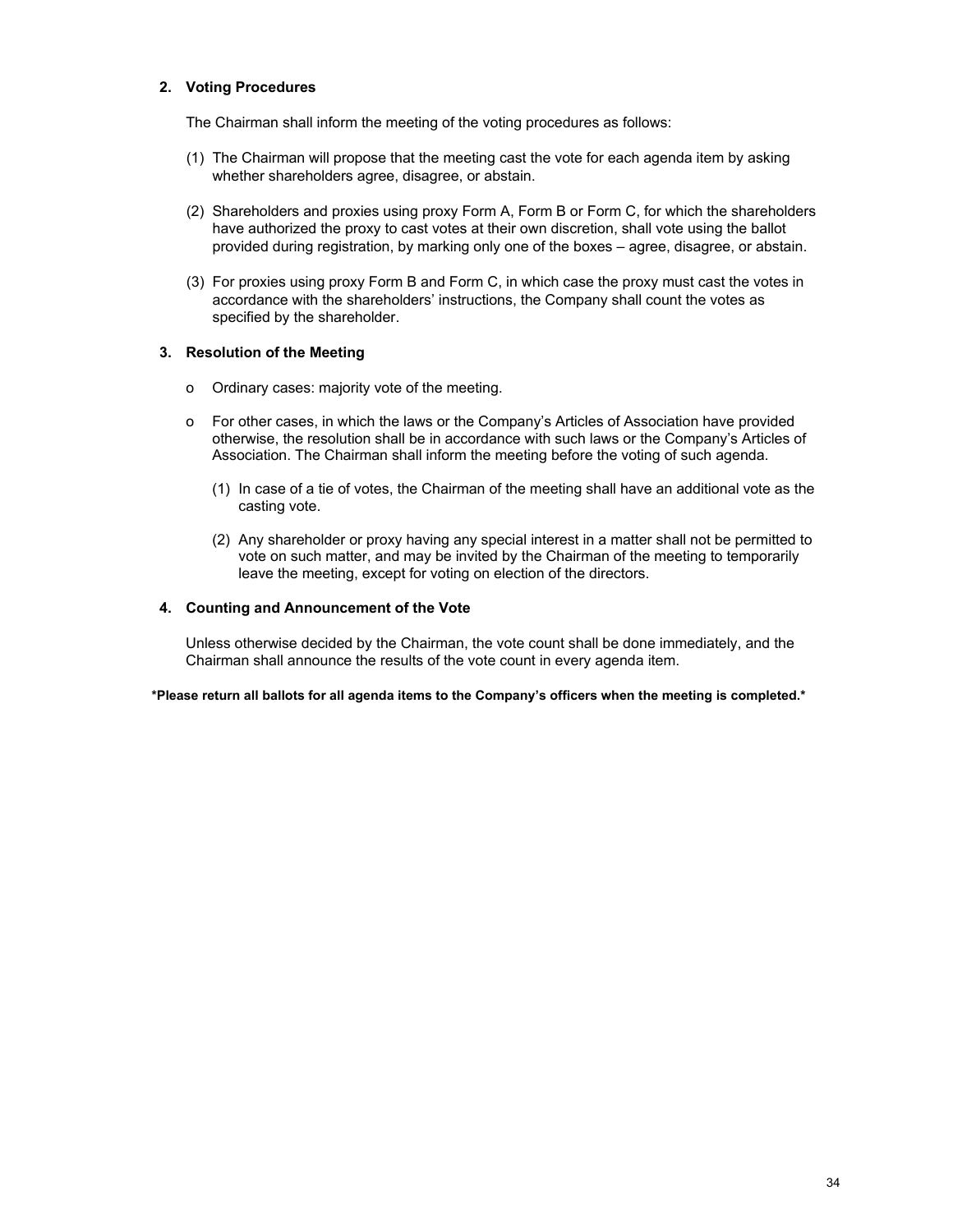## 2. Voting Procedures

The Chairman shall inform the meeting of the voting procedures as follows:

(1) The Chairman will propose that the meeting cast the vote for each agenda item by asking whether shareholders agree, disagree, or abstain.

(2) Shareholders and proxies using proxy Form A, Form B or Form C, for which the shareholders have authorized the proxy to cast votes at their own discretion, shall vote using the ballot provided during registration, by marking only one of the boxes – agree, disagree, or abstain.

(3) For proxies using proxy Form B and Form C, in which case the proxy must cast the votes in accordance with the shareholders' instructions, the Company shall count the votes as specified by the shareholder.

## 3. Resolution of the Meeting

- Ordinary cases: majority vote of the meeting.
- For other cases, in which the laws or the Company's Articles of Association have provided otherwise, the resolution shall be in accordance with such laws or the Company's Articles of Association. The Chairman shall inform the meeting before the voting of such agenda.

  (1) In case of a tie of votes, the Chairman of the meeting shall have an additional vote as the casting vote.

  (2) Any shareholder or proxy having any special interest in a matter shall not be permitted to vote on such matter, and may be invited by the Chairman of the meeting to temporarily leave the meeting, except for voting on election of the directors.

## 4. Counting and Announcement of the Vote

Unless otherwise decided by the Chairman, the vote count shall be done immediately, and the Chairman shall announce the results of the vote count in every agenda item.

**\*Please return all ballots for all agenda items to the Company's officers when the meeting is completed.\***